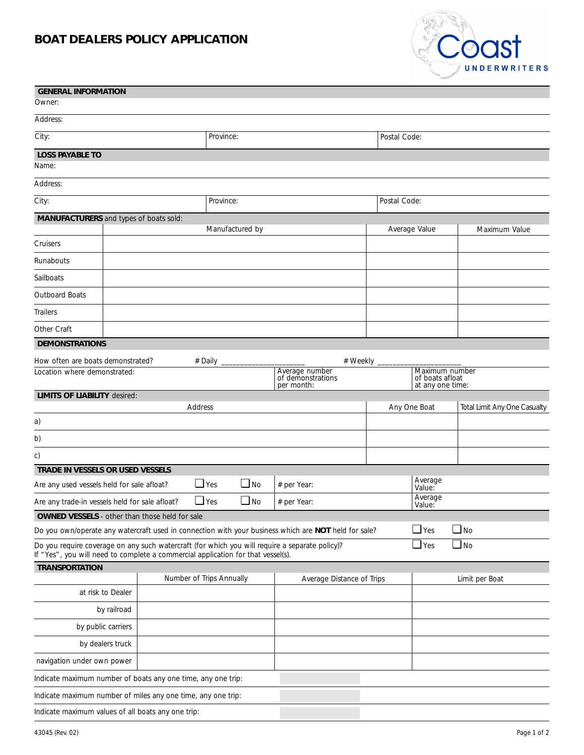# BOAT DEALERS POLICY APPLICATION

Coast UNDERWRITERS

## GENERAL INFORMATION

Owner:

Address:

| City: | Province: | Postal Code: |
|---|---|---|

## LOSS PAYABLE TO

Name:

Address:

| City: | Province: | Postal Code: |
|---|---|---|

## MANUFACTURERS and types of boats sold:

| | Manufactured by | Average Value | Maximum Value |
|---|---|---|---|
| Cruisers | | | |
| Runabouts | | | |
| Sailboats | | | |
| Outboard Boats | | | |
| Trailers | | | |
| Other Craft | | | |

## DEMONSTRATIONS

How often are boats demonstrated? # Daily ____________________ # Weekly ____________________

| Location where demonstrated: | Average number of demonstrations per month: | Maximum number of boats afloat at any one time: |
|---|---|---|

## LIMITS OF LIABILITY desired:

| | Address | Any One Boat | Total Limit Any One Casualty |
|---|---|---|---|
| a) | | | |
| b) | | | |
| c) | | | |

## TRADE IN VESSELS OR USED VESSELS

| | | | | |
|---|---|---|---|---|
| Are any used vessels held for sale afloat? | ☐ Yes | ☐ No | # per Year: | Average Value: |
| Are any trade-in vessels held for sale afloat? | ☐ Yes | ☐ No | # per Year: | Average Value: |

## OWNED VESSELS - other than those held for sale

Do you own/operate any watercraft used in connection with your business which are **NOT** held for sale? ☐ Yes ☐ No

Do you require coverage on any such watercraft (for which you will require a separate policy)? ☐ Yes ☐ No
If "Yes", you will need to complete a commercial application for that vessel(s).

## TRANSPORTATION

| | Number of Trips Annually | Average Distance of Trips | Limit per Boat |
|---|---|---|---|
| at risk to Dealer | | | |
| by railroad | | | |
| by public carriers | | | |
| by dealers truck | | | |
| navigation under own power | | | |

Indicate maximum number of boats any one time, any one trip:

Indicate maximum number of miles any one time, any one trip:

Indicate maximum values of all boats any one trip:

43045 (Rev. 02)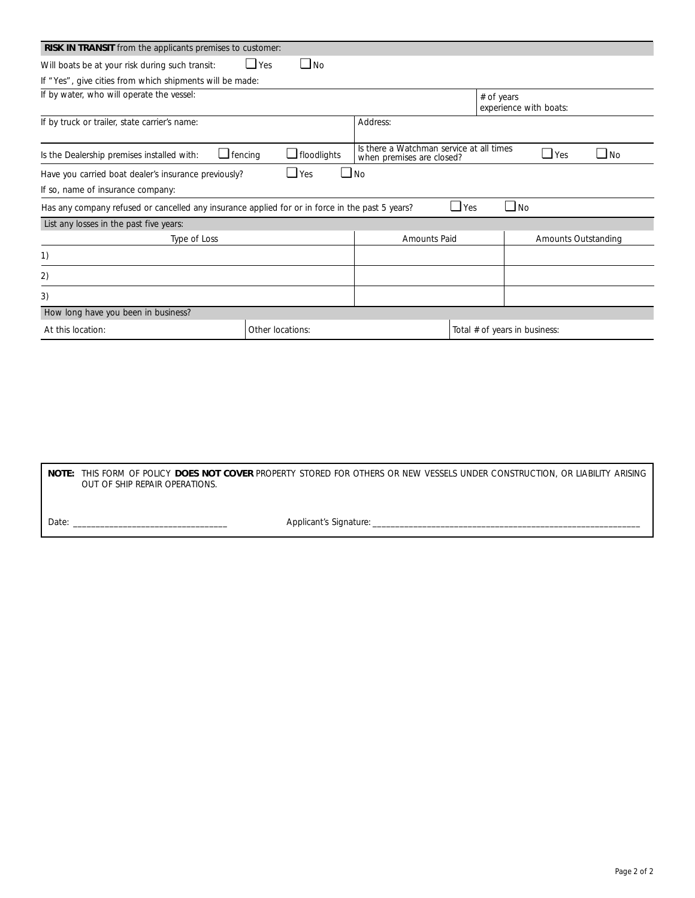**RISK IN TRANSIT** from the applicants premises to customer:

Will boats be at your risk during such transit: ☐ Yes ☐ No

If "Yes", give cities from which shipments will be made:

| | |
|---|---|
| If by water, who will operate the vessel: | # of years experience with boats: |

| | |
|---|---|
| If by truck or trailer, state carrier's name: | Address: |
| Is the Dealership premises installed with: ☐ fencing ☐ floodlights | Is there a Watchman service at all times when premises are closed? ☐ Yes ☐ No |

Have you carried boat dealer's insurance previously? ☐ Yes ☐ No

If so, name of insurance company:

Has any company refused or cancelled any insurance applied for or in force in the past 5 years? ☐ Yes ☐ No

List any losses in the past five years:

| Type of Loss | Amounts Paid | Amounts Outstanding |
|---|---|---|
| 1) | | |
| 2) | | |
| 3) | | |

How long have you been in business?

| | | |
|---|---|---|
| At this location: | Other locations: | Total # of years in business: |

**NOTE:** THIS FORM OF POLICY **DOES NOT COVER** PROPERTY STORED FOR OTHERS OR NEW VESSELS UNDER CONSTRUCTION, OR LIABILITY ARISING OUT OF SHIP REPAIR OPERATIONS.

Date: ___________________________________ Applicant's Signature: ______________________________________________________________